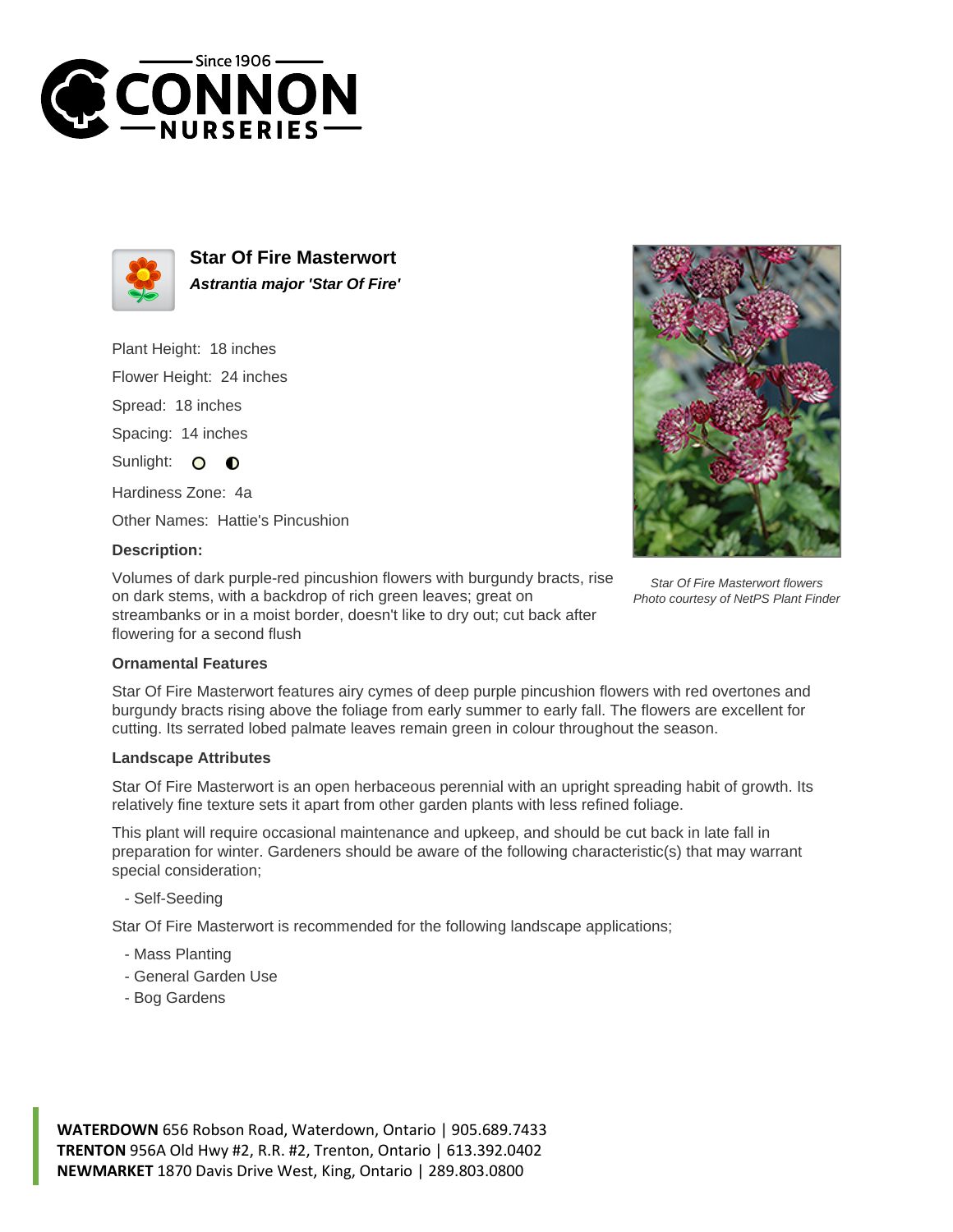# Star Of Fire Masterwort

***Astrantia major 'Star Of Fire'***

Plant Height: 18 inches

Flower Height: 24 inches

Spread: 18 inches

Spacing: 14 inches

Sunlight:

Hardiness Zone: 4a

Other Names: Hattie's Pincushion

**Description:**

Volumes of dark purple-red pincushion flowers with burgundy bracts, rise on dark stems, with a backdrop of rich green leaves; great on streambanks or in a moist border, doesn't like to dry out; cut back after flowering for a second flush

*Star Of Fire Masterwort flowers*
*Photo courtesy of NetPS Plant Finder*

### Ornamental Features

Star Of Fire Masterwort features airy cymes of deep purple pincushion flowers with red overtones and burgundy bracts rising above the foliage from early summer to early fall. The flowers are excellent for cutting. Its serrated lobed palmate leaves remain green in colour throughout the season.

### Landscape Attributes

Star Of Fire Masterwort is an open herbaceous perennial with an upright spreading habit of growth. Its relatively fine texture sets it apart from other garden plants with less refined foliage.

This plant will require occasional maintenance and upkeep, and should be cut back in late fall in preparation for winter. Gardeners should be aware of the following characteristic(s) that may warrant special consideration;

- Self-Seeding

Star Of Fire Masterwort is recommended for the following landscape applications;

- Mass Planting
- General Garden Use
- Bog Gardens

**WATERDOWN** 656 Robson Road, Waterdown, Ontario | 905.689.7433
**TRENTON** 956A Old Hwy #2, R.R. #2, Trenton, Ontario | 613.392.0402
**NEWMARKET** 1870 Davis Drive West, King, Ontario | 289.803.0800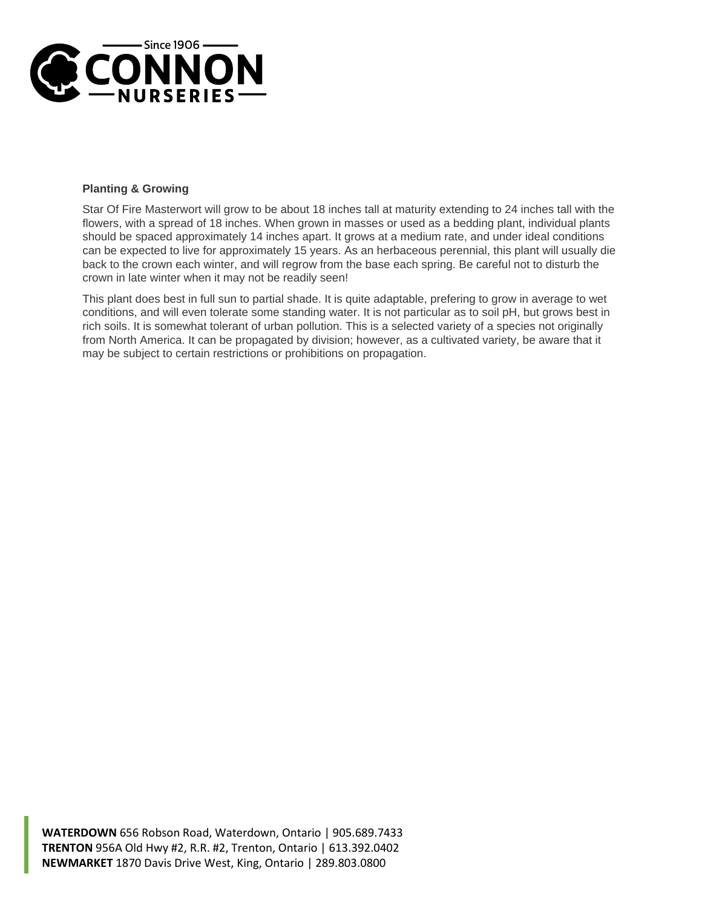### Planting & Growing

Star Of Fire Masterwort will grow to be about 18 inches tall at maturity extending to 24 inches tall with the flowers, with a spread of 18 inches. When grown in masses or used as a bedding plant, individual plants should be spaced approximately 14 inches apart. It grows at a medium rate, and under ideal conditions can be expected to live for approximately 15 years. As an herbaceous perennial, this plant will usually die back to the crown each winter, and will regrow from the base each spring. Be careful not to disturb the crown in late winter when it may not be readily seen!

This plant does best in full sun to partial shade. It is quite adaptable, prefering to grow in average to wet conditions, and will even tolerate some standing water. It is not particular as to soil pH, but grows best in rich soils. It is somewhat tolerant of urban pollution. This is a selected variety of a species not originally from North America. It can be propagated by division; however, as a cultivated variety, be aware that it may be subject to certain restrictions or prohibitions on propagation.